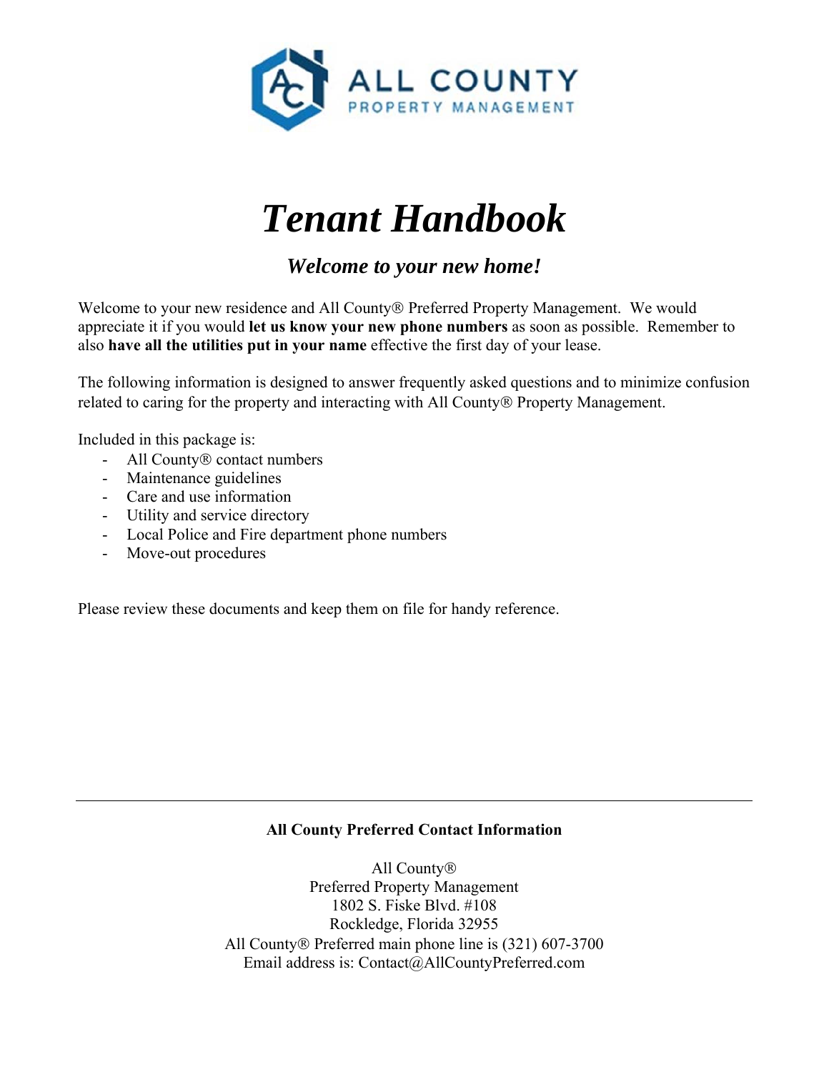# *Tenant Handbook*

## *Welcome to your new home!*

Welcome to your new residence and All County® Preferred Property Management. We would appreciate it if you would **let us know your new phone numbers** as soon as possible. Remember to also **have all the utilities put in your name** effective the first day of your lease.

The following information is designed to answer frequently asked questions and to minimize confusion related to caring for the property and interacting with All County® Property Management.

Included in this package is:

- All County® contact numbers
- Maintenance guidelines
- Care and use information
- Utility and service directory
- Local Police and Fire department phone numbers
- Move-out procedures

Please review these documents and keep them on file for handy reference.

---

**All County Preferred Contact Information**

All County®
Preferred Property Management
1802 S. Fiske Blvd. #108
Rockledge, Florida 32955
All County® Preferred main phone line is (321) 607-3700
Email address is: Contact@AllCountyPreferred.com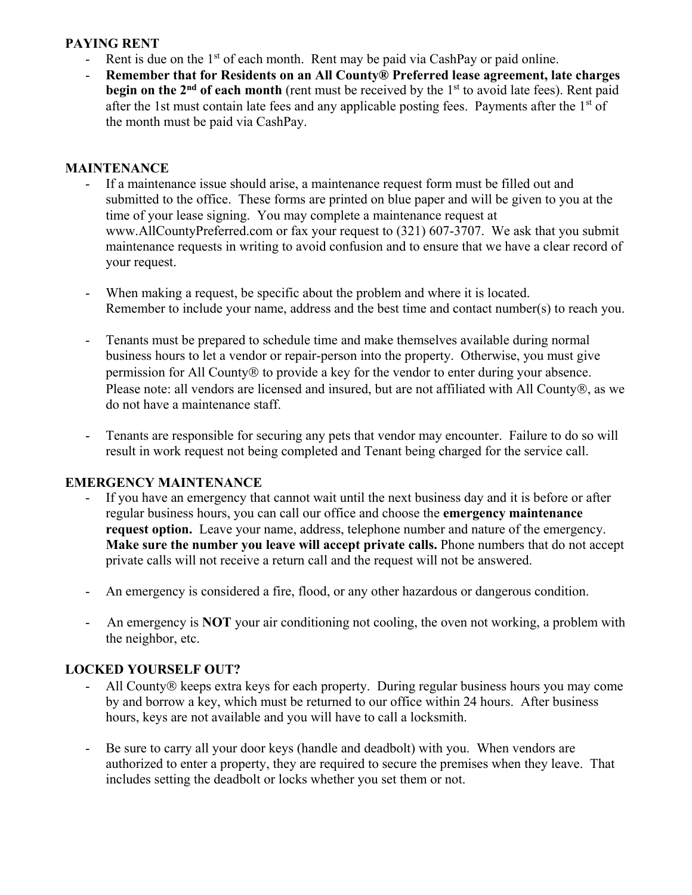## PAYING RENT

- Rent is due on the 1st of each month. Rent may be paid via CashPay or paid online.
- **Remember that for Residents on an All County® Preferred lease agreement, late charges begin on the 2nd of each month** (rent must be received by the 1st to avoid late fees). Rent paid after the 1st must contain late fees and any applicable posting fees. Payments after the 1st of the month must be paid via CashPay.

## MAINTENANCE

- If a maintenance issue should arise, a maintenance request form must be filled out and submitted to the office. These forms are printed on blue paper and will be given to you at the time of your lease signing. You may complete a maintenance request at www.AllCountyPreferred.com or fax your request to (321) 607-3707. We ask that you submit maintenance requests in writing to avoid confusion and to ensure that we have a clear record of your request.

- When making a request, be specific about the problem and where it is located. Remember to include your name, address and the best time and contact number(s) to reach you.

- Tenants must be prepared to schedule time and make themselves available during normal business hours to let a vendor or repair-person into the property. Otherwise, you must give permission for All County® to provide a key for the vendor to enter during your absence. Please note: all vendors are licensed and insured, but are not affiliated with All County®, as we do not have a maintenance staff.

- Tenants are responsible for securing any pets that vendor may encounter. Failure to do so will result in work request not being completed and Tenant being charged for the service call.

## EMERGENCY MAINTENANCE

- If you have an emergency that cannot wait until the next business day and it is before or after regular business hours, you can call our office and choose the **emergency maintenance request option.** Leave your name, address, telephone number and nature of the emergency. **Make sure the number you leave will accept private calls.** Phone numbers that do not accept private calls will not receive a return call and the request will not be answered.

- An emergency is considered a fire, flood, or any other hazardous or dangerous condition.

- An emergency is **NOT** your air conditioning not cooling, the oven not working, a problem with the neighbor, etc.

## LOCKED YOURSELF OUT?

- All County® keeps extra keys for each property. During regular business hours you may come by and borrow a key, which must be returned to our office within 24 hours. After business hours, keys are not available and you will have to call a locksmith.

- Be sure to carry all your door keys (handle and deadbolt) with you. When vendors are authorized to enter a property, they are required to secure the premises when they leave. That includes setting the deadbolt or locks whether you set them or not.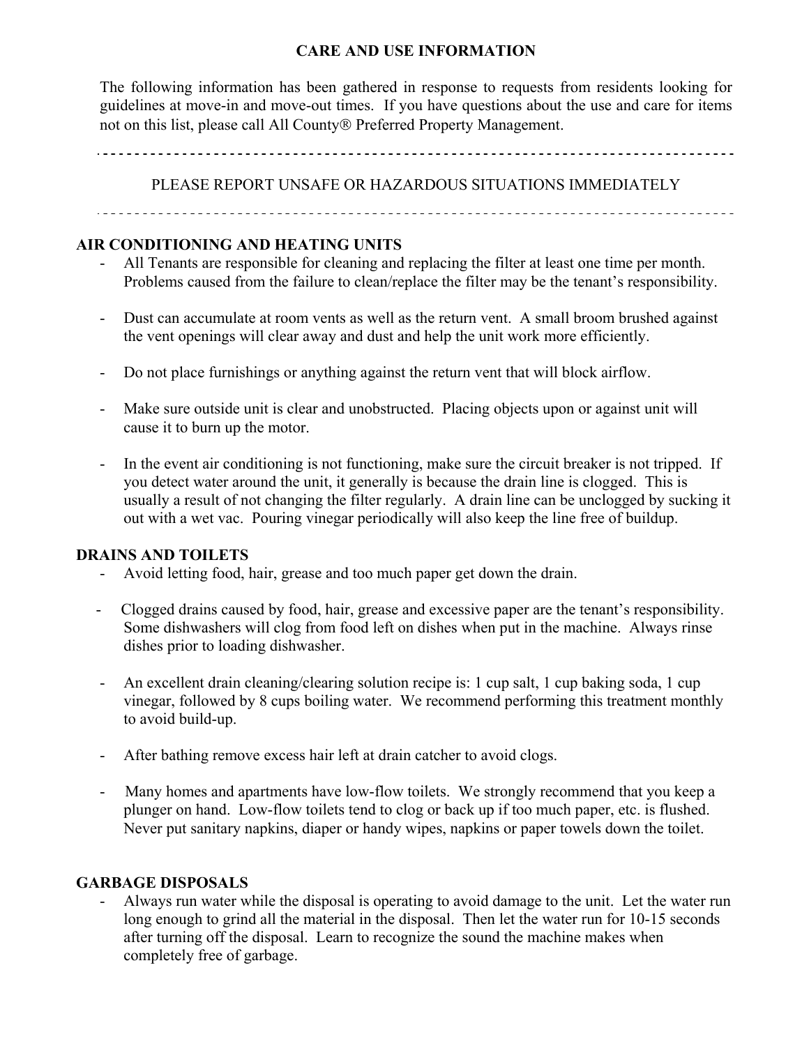**CARE AND USE INFORMATION**

The following information has been gathered in response to requests from residents looking for guidelines at move-in and move-out times. If you have questions about the use and care for items not on this list, please call All County® Preferred Property Management.

---

PLEASE REPORT UNSAFE OR HAZARDOUS SITUATIONS IMMEDIATELY

---

## AIR CONDITIONING AND HEATING UNITS

- All Tenants are responsible for cleaning and replacing the filter at least one time per month. Problems caused from the failure to clean/replace the filter may be the tenant's responsibility.

- Dust can accumulate at room vents as well as the return vent. A small broom brushed against the vent openings will clear away and dust and help the unit work more efficiently.

- Do not place furnishings or anything against the return vent that will block airflow.

- Make sure outside unit is clear and unobstructed. Placing objects upon or against unit will cause it to burn up the motor.

- In the event air conditioning is not functioning, make sure the circuit breaker is not tripped. If you detect water around the unit, it generally is because the drain line is clogged. This is usually a result of not changing the filter regularly. A drain line can be unclogged by sucking it out with a wet vac. Pouring vinegar periodically will also keep the line free of buildup.

## DRAINS AND TOILETS

- Avoid letting food, hair, grease and too much paper get down the drain.

- Clogged drains caused by food, hair, grease and excessive paper are the tenant's responsibility. Some dishwashers will clog from food left on dishes when put in the machine. Always rinse dishes prior to loading dishwasher.

- An excellent drain cleaning/clearing solution recipe is: 1 cup salt, 1 cup baking soda, 1 cup vinegar, followed by 8 cups boiling water. We recommend performing this treatment monthly to avoid build-up.

- After bathing remove excess hair left at drain catcher to avoid clogs.

- Many homes and apartments have low-flow toilets. We strongly recommend that you keep a plunger on hand. Low-flow toilets tend to clog or back up if too much paper, etc. is flushed. Never put sanitary napkins, diaper or handy wipes, napkins or paper towels down the toilet.

## GARBAGE DISPOSALS

- Always run water while the disposal is operating to avoid damage to the unit. Let the water run long enough to grind all the material in the disposal. Then let the water run for 10-15 seconds after turning off the disposal. Learn to recognize the sound the machine makes when completely free of garbage.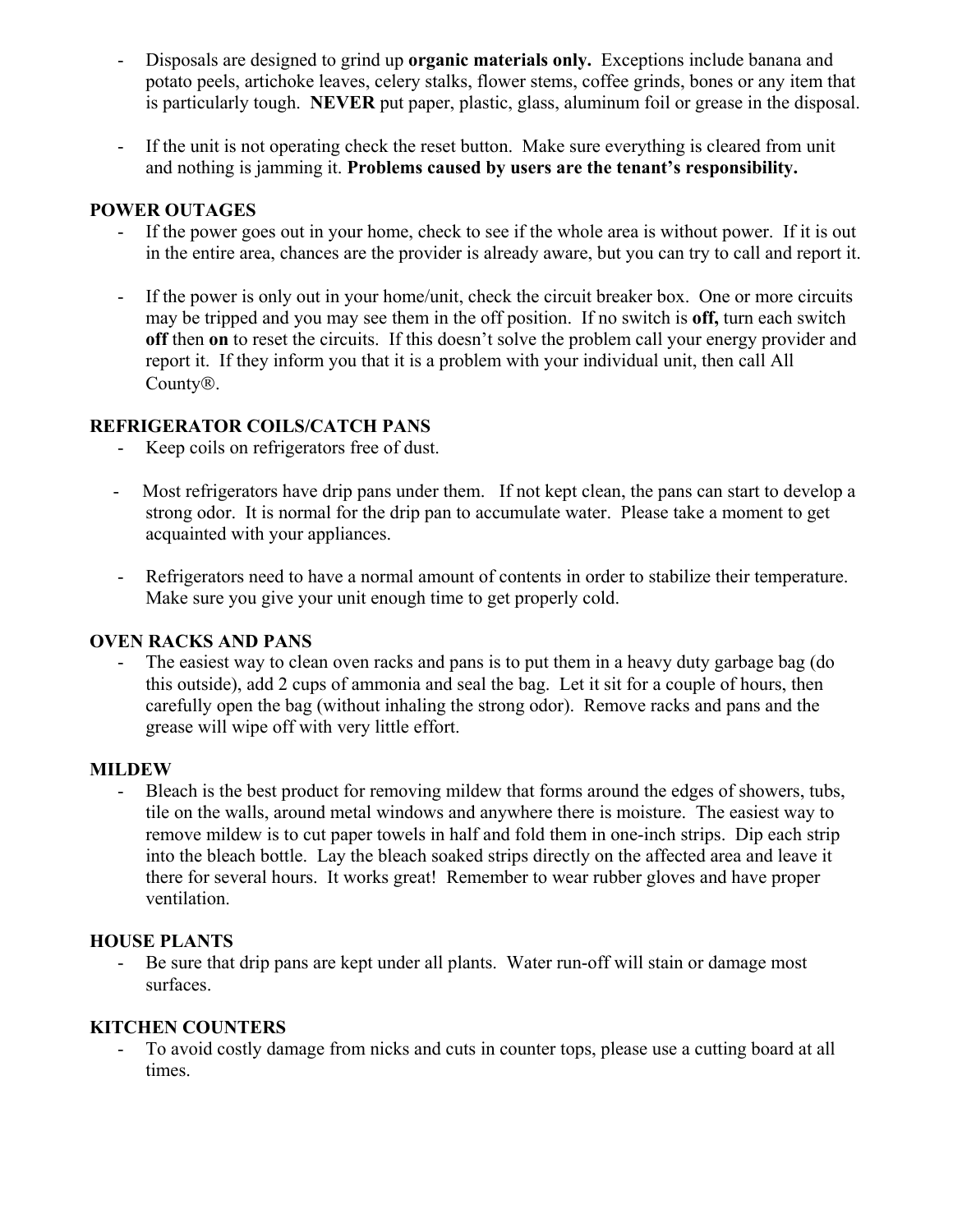- Disposals are designed to grind up **organic materials only.** Exceptions include banana and potato peels, artichoke leaves, celery stalks, flower stems, coffee grinds, bones or any item that is particularly tough. **NEVER** put paper, plastic, glass, aluminum foil or grease in the disposal.

- If the unit is not operating check the reset button. Make sure everything is cleared from unit and nothing is jamming it. **Problems caused by users are the tenant's responsibility.**

**POWER OUTAGES**

- If the power goes out in your home, check to see if the whole area is without power. If it is out in the entire area, chances are the provider is already aware, but you can try to call and report it.

- If the power is only out in your home/unit, check the circuit breaker box. One or more circuits may be tripped and you may see them in the off position. If no switch is **off,** turn each switch **off** then **on** to reset the circuits. If this doesn't solve the problem call your energy provider and report it. If they inform you that it is a problem with your individual unit, then call All County®.

**REFRIGERATOR COILS/CATCH PANS**

- Keep coils on refrigerators free of dust.

- Most refrigerators have drip pans under them. If not kept clean, the pans can start to develop a strong odor. It is normal for the drip pan to accumulate water. Please take a moment to get acquainted with your appliances.

- Refrigerators need to have a normal amount of contents in order to stabilize their temperature. Make sure you give your unit enough time to get properly cold.

**OVEN RACKS AND PANS**

- The easiest way to clean oven racks and pans is to put them in a heavy duty garbage bag (do this outside), add 2 cups of ammonia and seal the bag. Let it sit for a couple of hours, then carefully open the bag (without inhaling the strong odor). Remove racks and pans and the grease will wipe off with very little effort.

**MILDEW**

- Bleach is the best product for removing mildew that forms around the edges of showers, tubs, tile on the walls, around metal windows and anywhere there is moisture. The easiest way to remove mildew is to cut paper towels in half and fold them in one-inch strips. Dip each strip into the bleach bottle. Lay the bleach soaked strips directly on the affected area and leave it there for several hours. It works great! Remember to wear rubber gloves and have proper ventilation.

**HOUSE PLANTS**

- Be sure that drip pans are kept under all plants. Water run-off will stain or damage most surfaces.

**KITCHEN COUNTERS**

- To avoid costly damage from nicks and cuts in counter tops, please use a cutting board at all times.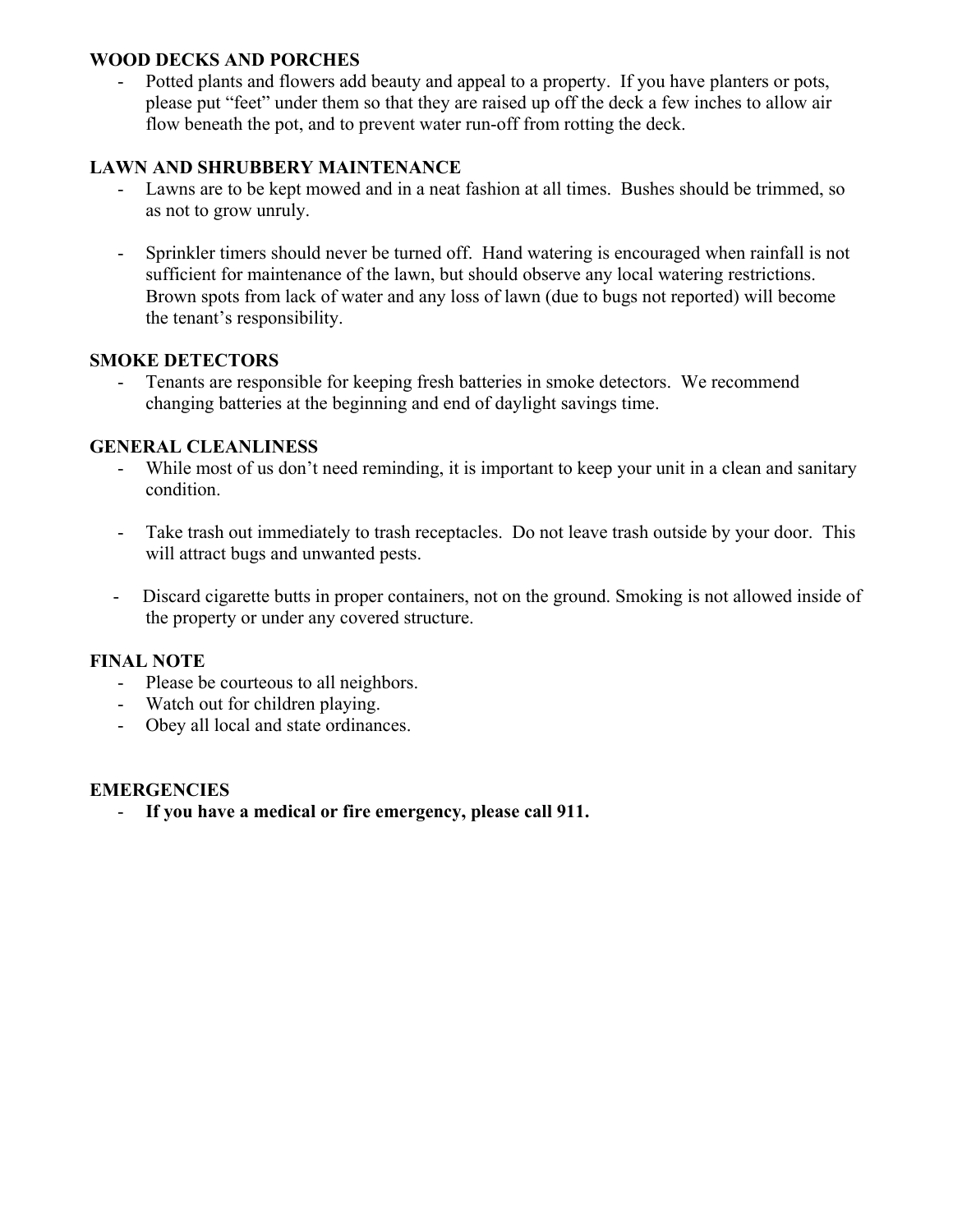**WOOD DECKS AND PORCHES**

- Potted plants and flowers add beauty and appeal to a property. If you have planters or pots, please put "feet" under them so that they are raised up off the deck a few inches to allow air flow beneath the pot, and to prevent water run-off from rotting the deck.

**LAWN AND SHRUBBERY MAINTENANCE**

- Lawns are to be kept mowed and in a neat fashion at all times. Bushes should be trimmed, so as not to grow unruly.

- Sprinkler timers should never be turned off. Hand watering is encouraged when rainfall is not sufficient for maintenance of the lawn, but should observe any local watering restrictions. Brown spots from lack of water and any loss of lawn (due to bugs not reported) will become the tenant's responsibility.

**SMOKE DETECTORS**

- Tenants are responsible for keeping fresh batteries in smoke detectors. We recommend changing batteries at the beginning and end of daylight savings time.

**GENERAL CLEANLINESS**

- While most of us don't need reminding, it is important to keep your unit in a clean and sanitary condition.

- Take trash out immediately to trash receptacles. Do not leave trash outside by your door. This will attract bugs and unwanted pests.

- Discard cigarette butts in proper containers, not on the ground. Smoking is not allowed inside of the property or under any covered structure.

**FINAL NOTE**

- Please be courteous to all neighbors.
- Watch out for children playing.
- Obey all local and state ordinances.

**EMERGENCIES**

- **If you have a medical or fire emergency, please call 911.**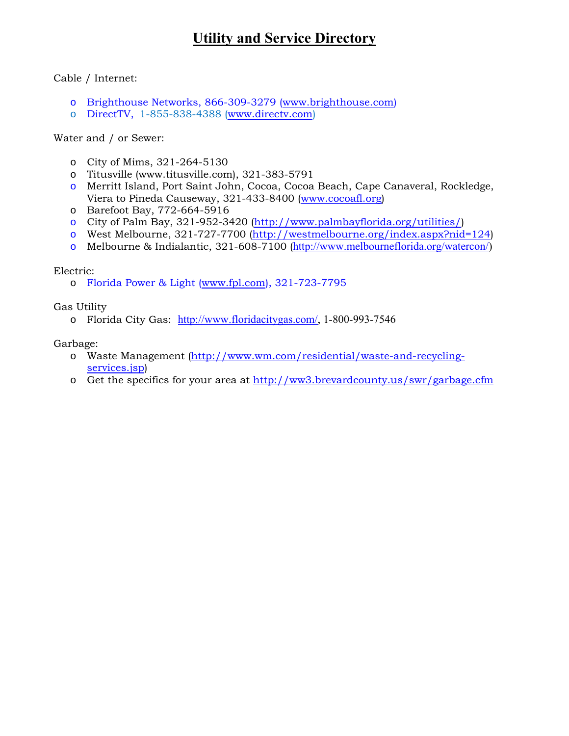# Utility and Service Directory

Cable / Internet:

- Brighthouse Networks, 866-309-3279 (www.brighthouse.com)
- DirectTV, 1-855-838-4388 (www.directv.com)

Water and / or Sewer:

- City of Mims, 321-264-5130
- Titusville (www.titusville.com), 321-383-5791
- Merritt Island, Port Saint John, Cocoa, Cocoa Beach, Cape Canaveral, Rockledge, Viera to Pineda Causeway, 321-433-8400 (www.cocoafl.org)
- Barefoot Bay, 772-664-5916
- City of Palm Bay, 321-952-3420 (http://www.palmbayflorida.org/utilities/)
- West Melbourne, 321-727-7700 (http://westmelbourne.org/index.aspx?nid=124)
- Melbourne & Indialantic, 321-608-7100 (http://www.melbourneflorida.org/watercon/)

Electric:

- Florida Power & Light (www.fpl.com), 321-723-7795

Gas Utility

- Florida City Gas: http://www.floridacitygas.com/, 1-800-993-7546

Garbage:

- Waste Management (http://www.wm.com/residential/waste-and-recycling-services.jsp)
- Get the specifics for your area at http://ww3.brevardcounty.us/swr/garbage.cfm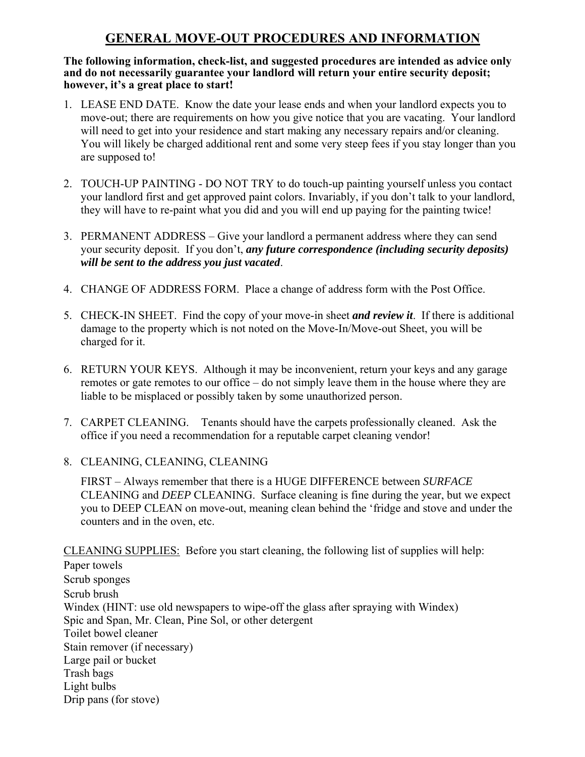# GENERAL MOVE-OUT PROCEDURES AND INFORMATION

**The following information, check-list, and suggested procedures are intended as advice only and do not necessarily guarantee your landlord will return your entire security deposit; however, it's a great place to start!**

1. LEASE END DATE. Know the date your lease ends and when your landlord expects you to move-out; there are requirements on how you give notice that you are vacating. Your landlord will need to get into your residence and start making any necessary repairs and/or cleaning. You will likely be charged additional rent and some very steep fees if you stay longer than you are supposed to!

2. TOUCH-UP PAINTING - DO NOT TRY to do touch-up painting yourself unless you contact your landlord first and get approved paint colors. Invariably, if you don't talk to your landlord, they will have to re-paint what you did and you will end up paying for the painting twice!

3. PERMANENT ADDRESS – Give your landlord a permanent address where they can send your security deposit. If you don't, ***any future correspondence (including security deposits) will be sent to the address you just vacated***.

4. CHANGE OF ADDRESS FORM. Place a change of address form with the Post Office.

5. CHECK-IN SHEET. Find the copy of your move-in sheet ***and review it***. If there is additional damage to the property which is not noted on the Move-In/Move-out Sheet, you will be charged for it.

6. RETURN YOUR KEYS. Although it may be inconvenient, return your keys and any garage remotes or gate remotes to our office – do not simply leave them in the house where they are liable to be misplaced or possibly taken by some unauthorized person.

7. CARPET CLEANING. Tenants should have the carpets professionally cleaned. Ask the office if you need a recommendation for a reputable carpet cleaning vendor!

8. CLEANING, CLEANING, CLEANING

   FIRST – Always remember that there is a HUGE DIFFERENCE between *SURFACE* CLEANING and *DEEP* CLEANING. Surface cleaning is fine during the year, but we expect you to DEEP CLEAN on move-out, meaning clean behind the 'fridge and stove and under the counters and in the oven, etc.

<u>CLEANING SUPPLIES:</u> Before you start cleaning, the following list of supplies will help:

Paper towels
Scrub sponges
Scrub brush
Windex (HINT: use old newspapers to wipe-off the glass after spraying with Windex)
Spic and Span, Mr. Clean, Pine Sol, or other detergent
Toilet bowel cleaner
Stain remover (if necessary)
Large pail or bucket
Trash bags
Light bulbs
Drip pans (for stove)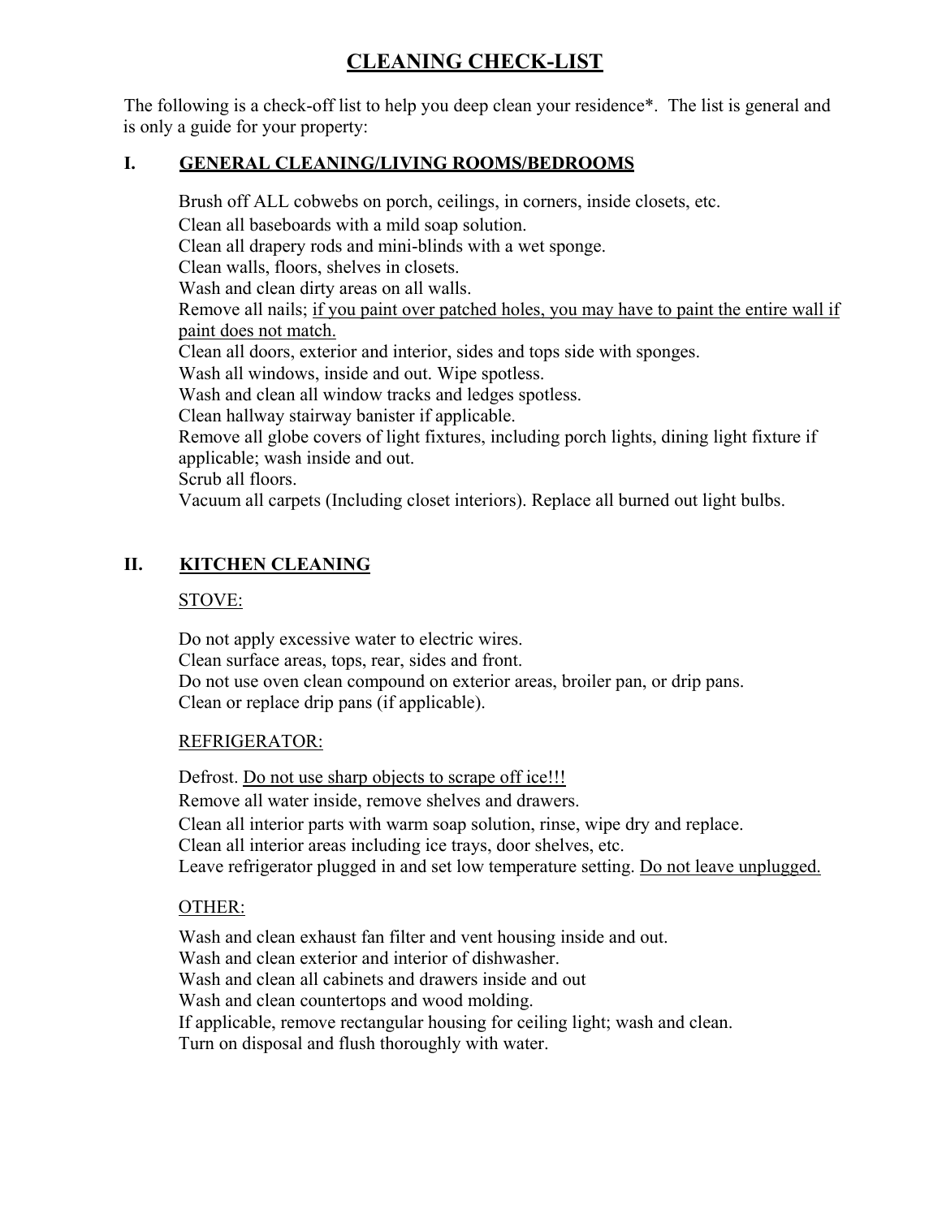# CLEANING CHECK-LIST

The following is a check-off list to help you deep clean your residence*. The list is general and is only a guide for your property:

## I. GENERAL CLEANING/LIVING ROOMS/BEDROOMS

Brush off ALL cobwebs on porch, ceilings, in corners, inside closets, etc.
Clean all baseboards with a mild soap solution.
Clean all drapery rods and mini-blinds with a wet sponge.
Clean walls, floors, shelves in closets.
Wash and clean dirty areas on all walls.
Remove all nails; <u>if you paint over patched holes, you may have to paint the entire wall if paint does not match.</u>
Clean all doors, exterior and interior, sides and tops side with sponges.
Wash all windows, inside and out. Wipe spotless.
Wash and clean all window tracks and ledges spotless.
Clean hallway stairway banister if applicable.
Remove all globe covers of light fixtures, including porch lights, dining light fixture if applicable; wash inside and out.
Scrub all floors.
Vacuum all carpets (Including closet interiors). Replace all burned out light bulbs.

## II. KITCHEN CLEANING

<u>STOVE:</u>

Do not apply excessive water to electric wires.
Clean surface areas, tops, rear, sides and front.
Do not use oven clean compound on exterior areas, broiler pan, or drip pans.
Clean or replace drip pans (if applicable).

<u>REFRIGERATOR:</u>

Defrost. <u>Do not use sharp objects to scrape off ice!!!</u>
Remove all water inside, remove shelves and drawers.
Clean all interior parts with warm soap solution, rinse, wipe dry and replace.
Clean all interior areas including ice trays, door shelves, etc.
Leave refrigerator plugged in and set low temperature setting. <u>Do not leave unplugged.</u>

<u>OTHER:</u>

Wash and clean exhaust fan filter and vent housing inside and out.
Wash and clean exterior and interior of dishwasher.
Wash and clean all cabinets and drawers inside and out
Wash and clean countertops and wood molding.
If applicable, remove rectangular housing for ceiling light; wash and clean.
Turn on disposal and flush thoroughly with water.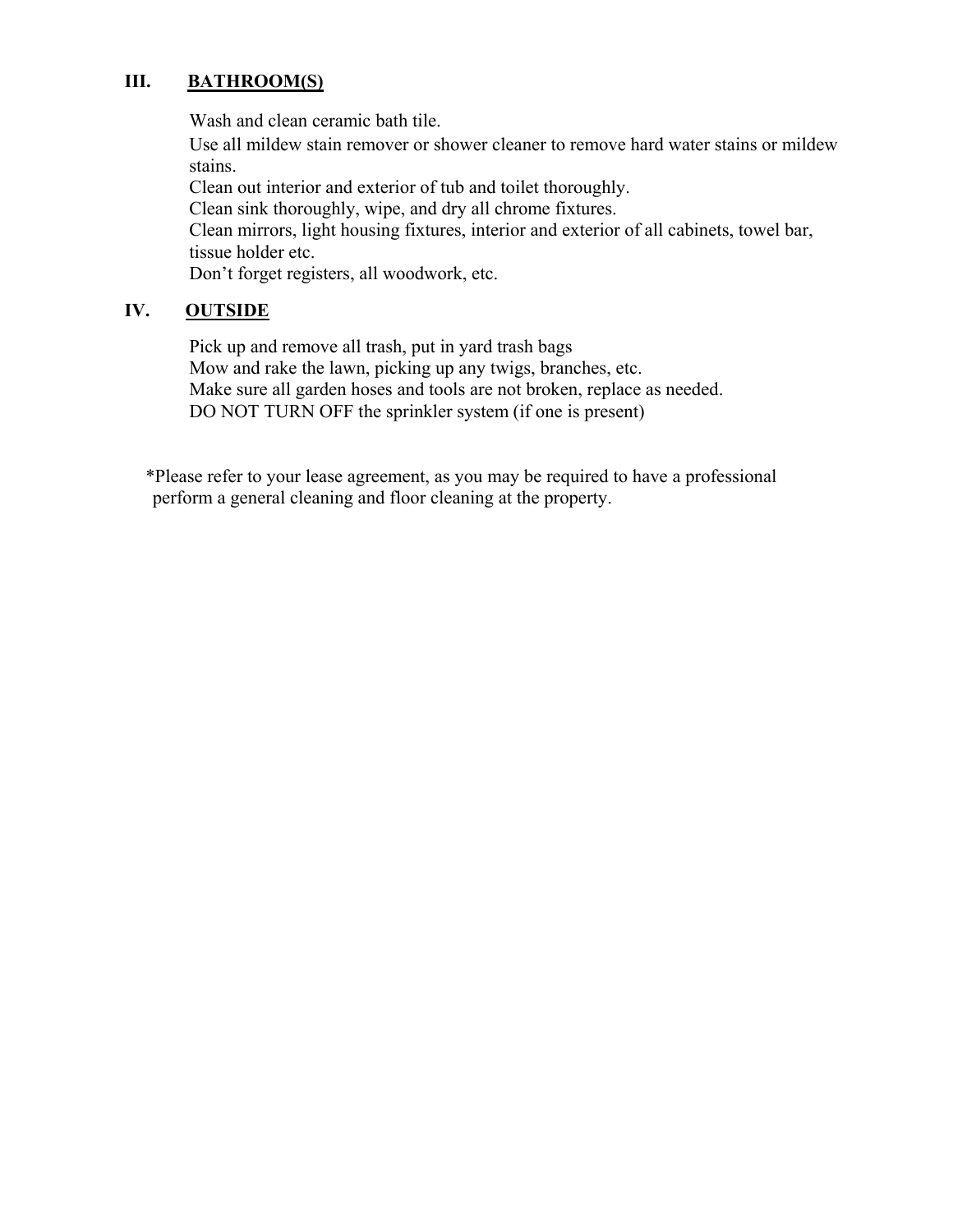## III. BATHROOM(S)

Wash and clean ceramic bath tile.
Use all mildew stain remover or shower cleaner to remove hard water stains or mildew stains.
Clean out interior and exterior of tub and toilet thoroughly.
Clean sink thoroughly, wipe, and dry all chrome fixtures.
Clean mirrors, light housing fixtures, interior and exterior of all cabinets, towel bar, tissue holder etc.
Don't forget registers, all woodwork, etc.

## IV. OUTSIDE

Pick up and remove all trash, put in yard trash bags
Mow and rake the lawn, picking up any twigs, branches, etc.
Make sure all garden hoses and tools are not broken, replace as needed.
DO NOT TURN OFF the sprinkler system (if one is present)

*Please refer to your lease agreement, as you may be required to have a professional perform a general cleaning and floor cleaning at the property.